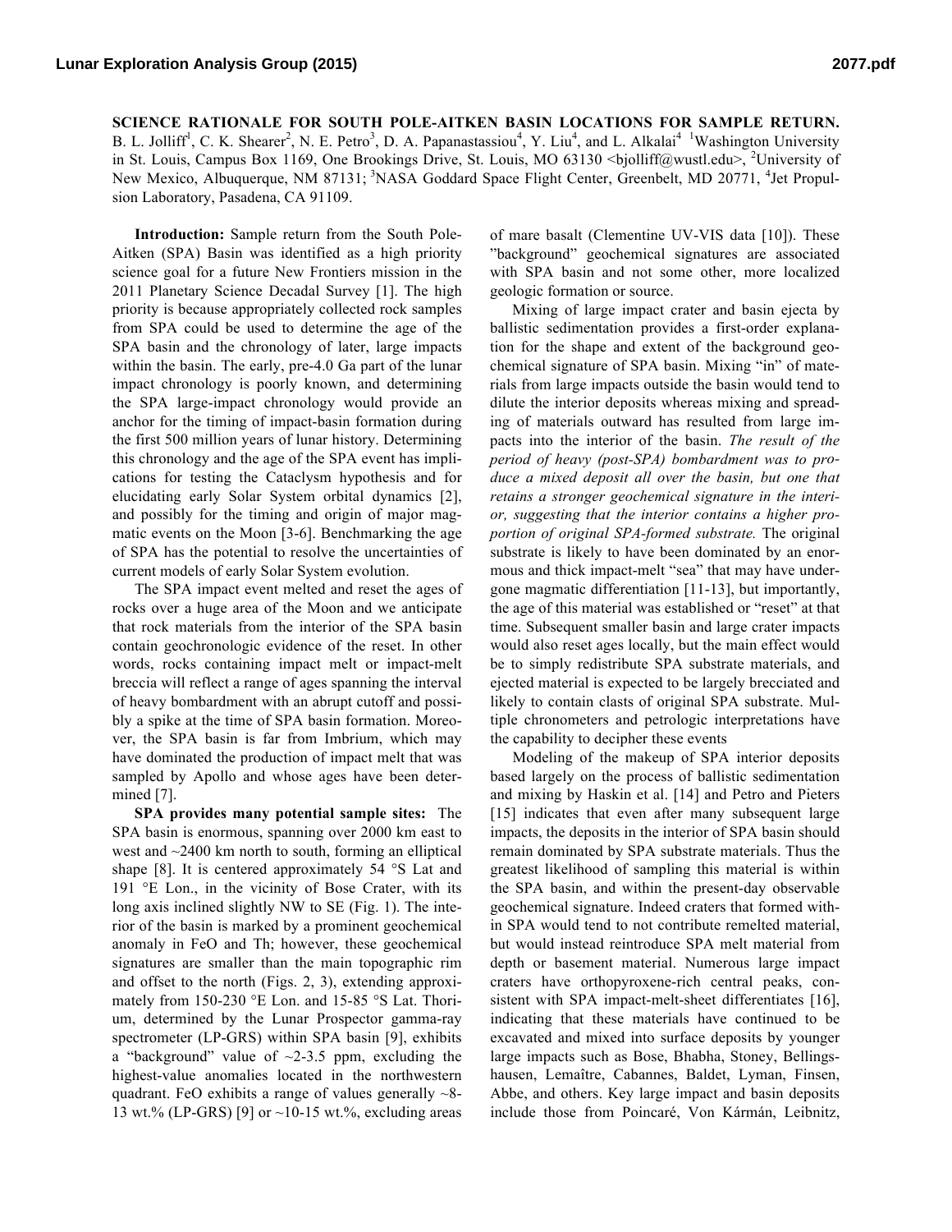# SCIENCE RATIONALE FOR SOUTH POLE-AITKEN BASIN LOCATIONS FOR SAMPLE RETURN.

B. L. Jolliff[1], C. K. Shearer[2], N. E. Petro[3], D. A. Papanastassiou[4], Y. Liu[4], and L. Alkalai[4] [1]Washington University in St. Louis, Campus Box 1169, One Brookings Drive, St. Louis, MO 63130 <bjolliff@wustl.edu>, [2]University of New Mexico, Albuquerque, NM 87131; [3]NASA Goddard Space Flight Center, Greenbelt, MD 20771, [4]Jet Propulsion Laboratory, Pasadena, CA 91109.

**Introduction:** Sample return from the South Pole-Aitken (SPA) Basin was identified as a high priority science goal for a future New Frontiers mission in the 2011 Planetary Science Decadal Survey [1]. The high priority is because appropriately collected rock samples from SPA could be used to determine the age of the SPA basin and the chronology of later, large impacts within the basin. The early, pre-4.0 Ga part of the lunar impact chronology is poorly known, and determining the SPA large-impact chronology would provide an anchor for the timing of impact-basin formation during the first 500 million years of lunar history. Determining this chronology and the age of the SPA event has implications for testing the Cataclysm hypothesis and for elucidating early Solar System orbital dynamics [2], and possibly for the timing and origin of major magmatic events on the Moon [3-6]. Benchmarking the age of SPA has the potential to resolve the uncertainties of current models of early Solar System evolution.

The SPA impact event melted and reset the ages of rocks over a huge area of the Moon and we anticipate that rock materials from the interior of the SPA basin contain geochronologic evidence of the reset. In other words, rocks containing impact melt or impact-melt breccia will reflect a range of ages spanning the interval of heavy bombardment with an abrupt cutoff and possibly a spike at the time of SPA basin formation. Moreover, the SPA basin is far from Imbrium, which may have dominated the production of impact melt that was sampled by Apollo and whose ages have been determined [7].

**SPA provides many potential sample sites:** The SPA basin is enormous, spanning over 2000 km east to west and ~2400 km north to south, forming an elliptical shape [8]. It is centered approximately 54 °S Lat and 191 °E Lon., in the vicinity of Bose Crater, with its long axis inclined slightly NW to SE (Fig. 1). The interior of the basin is marked by a prominent geochemical anomaly in FeO and Th; however, these geochemical signatures are smaller than the main topographic rim and offset to the north (Figs. 2, 3), extending approximately from 150-230 °E Lon. and 15-85 °S Lat. Thorium, determined by the Lunar Prospector gamma-ray spectrometer (LP-GRS) within SPA basin [9], exhibits a "background" value of ~2-3.5 ppm, excluding the highest-value anomalies located in the northwestern quadrant. FeO exhibits a range of values generally ~8-13 wt.% (LP-GRS) [9] or ~10-15 wt.%, excluding areas of mare basalt (Clementine UV-VIS data [10]). These "background" geochemical signatures are associated with SPA basin and not some other, more localized geologic formation or source.

Mixing of large impact crater and basin ejecta by ballistic sedimentation provides a first-order explanation for the shape and extent of the background geochemical signature of SPA basin. Mixing "in" of materials from large impacts outside the basin would tend to dilute the interior deposits whereas mixing and spreading of materials outward has resulted from large impacts into the interior of the basin. *The result of the period of heavy (post-SPA) bombardment was to produce a mixed deposit all over the basin, but one that retains a stronger geochemical signature in the interior, suggesting that the interior contains a higher proportion of original SPA-formed substrate.* The original substrate is likely to have been dominated by an enormous and thick impact-melt "sea" that may have undergone magmatic differentiation [11-13], but importantly, the age of this material was established or "reset" at that time. Subsequent smaller basin and large crater impacts would also reset ages locally, but the main effect would be to simply redistribute SPA substrate materials, and ejected material is expected to be largely brecciated and likely to contain clasts of original SPA substrate. Multiple chronometers and petrologic interpretations have the capability to decipher these events

Modeling of the makeup of SPA interior deposits based largely on the process of ballistic sedimentation and mixing by Haskin et al. [14] and Petro and Pieters [15] indicates that even after many subsequent large impacts, the deposits in the interior of SPA basin should remain dominated by SPA substrate materials. Thus the greatest likelihood of sampling this material is within the SPA basin, and within the present-day observable geochemical signature. Indeed craters that formed within SPA would tend to not contribute remelted material, but would instead reintroduce SPA melt material from depth or basement material. Numerous large impact craters have orthopyroxene-rich central peaks, consistent with SPA impact-melt-sheet differentiates [16], indicating that these materials have continued to be excavated and mixed into surface deposits by younger large impacts such as Bose, Bhabha, Stoney, Bellingshausen, Lemaître, Cabannes, Baldet, Lyman, Finsen, Abbe, and others. Key large impact and basin deposits include those from Poincaré, Von Kármán, Leibnitz,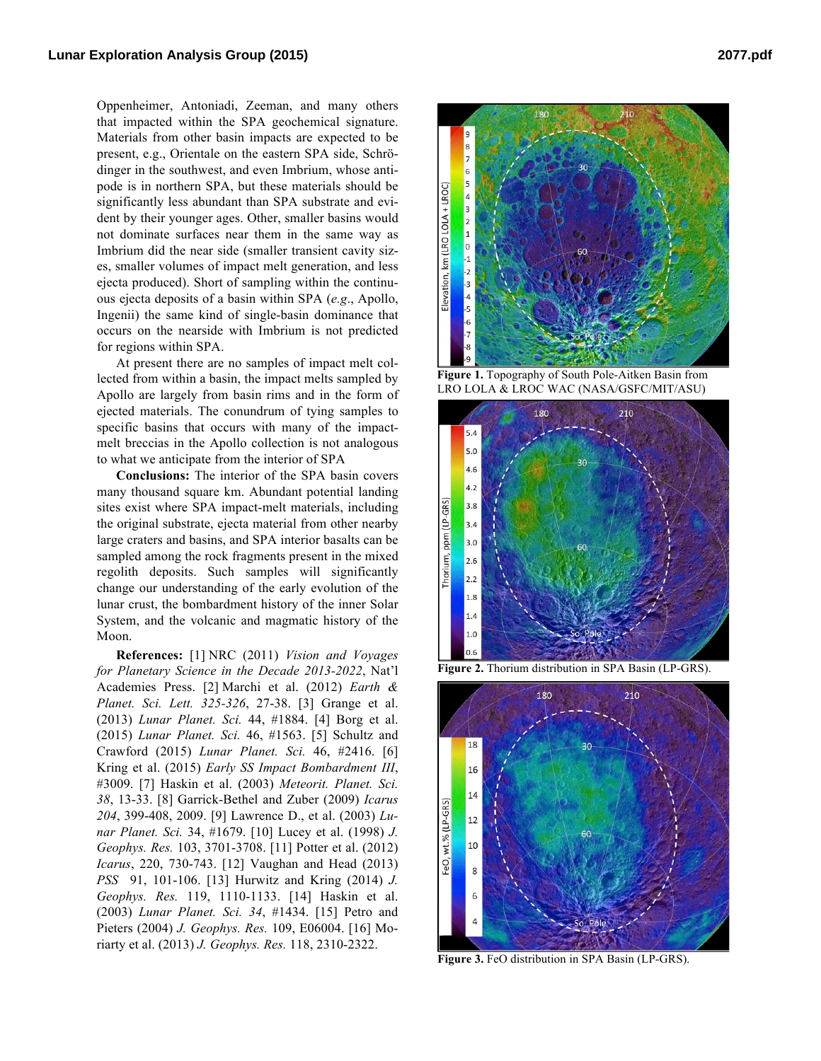Oppenheimer, Antoniadi, Zeeman, and many others that impacted within the SPA geochemical signature. Materials from other basin impacts are expected to be present, e.g., Orientale on the eastern SPA side, Schrödinger in the southwest, and even Imbrium, whose antipode is in northern SPA, but these materials should be significantly less abundant than SPA substrate and evident by their younger ages. Other, smaller basins would not dominate surfaces near them in the same way as Imbrium did the near side (smaller transient cavity sizes, smaller volumes of impact melt generation, and less ejecta produced). Short of sampling within the continuous ejecta deposits of a basin within SPA (*e.g*., Apollo, Ingenii) the same kind of single-basin dominance that occurs on the nearside with Imbrium is not predicted for regions within SPA.

At present there are no samples of impact melt collected from within a basin, the impact melts sampled by Apollo are largely from basin rims and in the form of ejected materials. The conundrum of tying samples to specific basins that occurs with many of the impact-melt breccias in the Apollo collection is not analogous to what we anticipate from the interior of SPA

**Conclusions:** The interior of the SPA basin covers many thousand square km. Abundant potential landing sites exist where SPA impact-melt materials, including the original substrate, ejecta material from other nearby large craters and basins, and SPA interior basalts can be sampled among the rock fragments present in the mixed regolith deposits. Such samples will significantly change our understanding of the early evolution of the lunar crust, the bombardment history of the inner Solar System, and the volcanic and magmatic history of the Moon.

**References:** [1] NRC (2011) *Vision and Voyages for Planetary Science in the Decade 2013-2022*, Nat'l Academies Press. [2] Marchi et al. (2012) *Earth & Planet. Sci. Lett. 325-326*, 27-38. [3] Grange et al. (2013) *Lunar Planet. Sci.* 44, #1884. [4] Borg et al. (2015) *Lunar Planet. Sci.* 46, #1563. [5] Schultz and Crawford (2015) *Lunar Planet. Sci.* 46, #2416. [6] Kring et al. (2015) *Early SS Impact Bombardment III*, #3009. [7] Haskin et al. (2003) *Meteorit. Planet. Sci. 38*, 13-33. [8] Garrick-Bethel and Zuber (2009) *Icarus 204*, 399-408, 2009. [9] Lawrence D., et al. (2003) *Lunar Planet. Sci.* 34, #1679. [10] Lucey et al. (1998) *J. Geophys. Res.* 103, 3701-3708. [11] Potter et al. (2012) *Icarus*, 220, 730-743. [12] Vaughan and Head (2013) *PSS* 91, 101-106. [13] Hurwitz and Kring (2014) *J. Geophys. Res.* 119, 1110-1133. [14] Haskin et al. (2003) *Lunar Planet. Sci. 34*, #1434. [15] Petro and Pieters (2004) *J. Geophys. Res.* 109, E06004. [16] Moriarty et al. (2013) *J. Geophys. Res.* 118, 2310-2322.

**Figure 1.** Topography of South Pole-Aitken Basin from LRO LOLA & LROC WAC (NASA/GSFC/MIT/ASU)

**Figure 2.** Thorium distribution in SPA Basin (LP-GRS).

**Figure 3.** FeO distribution in SPA Basin (LP-GRS).